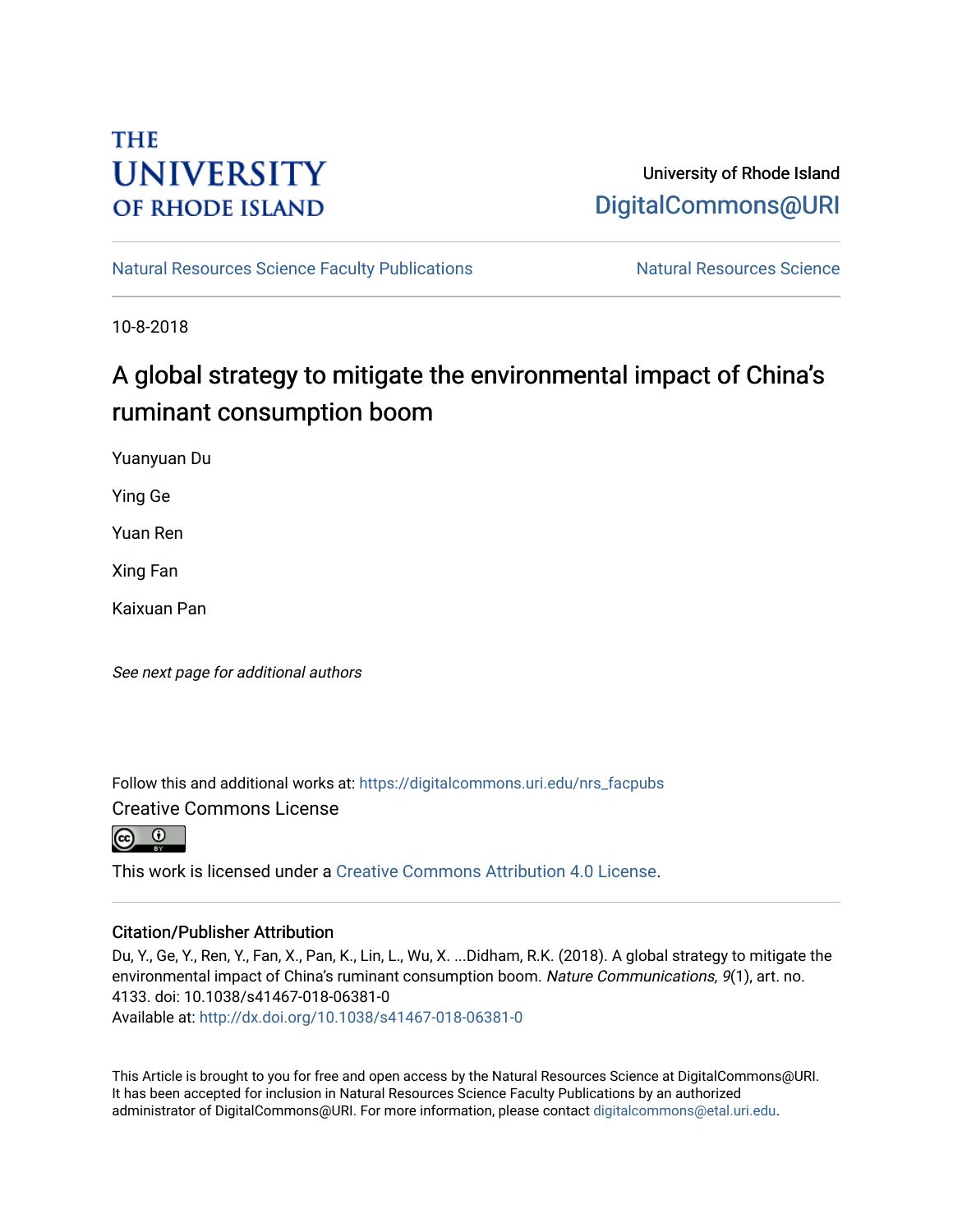THE UNIVERSITY OF RHODE ISLAND

University of Rhode Island
DigitalCommons@URI

Natural Resources Science Faculty Publications | Natural Resources Science

10-8-2018

# A global strategy to mitigate the environmental impact of China's ruminant consumption boom

Yuanyuan Du

Ying Ge

Yuan Ren

Xing Fan

Kaixuan Pan

*See next page for additional authors*

Follow this and additional works at: https://digitalcommons.uri.edu/nrs_facpubs

Creative Commons License

This work is licensed under a Creative Commons Attribution 4.0 License.

## Citation/Publisher Attribution

Du, Y., Ge, Y., Ren, Y., Fan, X., Pan, K., Lin, L., Wu, X. ...Didham, R.K. (2018). A global strategy to mitigate the environmental impact of China's ruminant consumption boom. *Nature Communications, 9*(1), art. no. 4133. doi: 10.1038/s41467-018-06381-0
Available at: http://dx.doi.org/10.1038/s41467-018-06381-0

This Article is brought to you for free and open access by the Natural Resources Science at DigitalCommons@URI. It has been accepted for inclusion in Natural Resources Science Faculty Publications by an authorized administrator of DigitalCommons@URI. For more information, please contact digitalcommons@etal.uri.edu.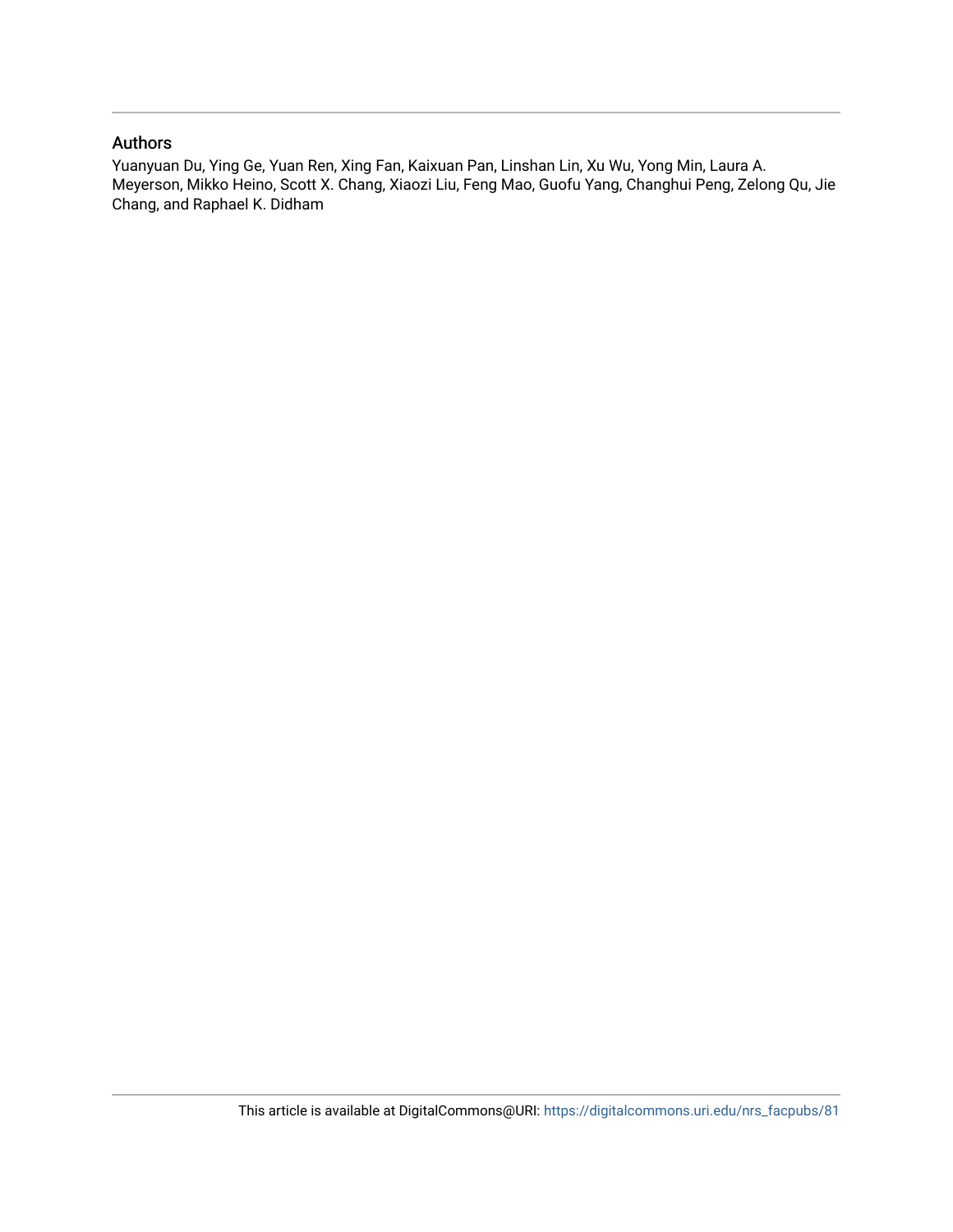## Authors

Yuanyuan Du, Ying Ge, Yuan Ren, Xing Fan, Kaixuan Pan, Linshan Lin, Xu Wu, Yong Min, Laura A. Meyerson, Mikko Heino, Scott X. Chang, Xiaozi Liu, Feng Mao, Guofu Yang, Changhui Peng, Zelong Qu, Jie Chang, and Raphael K. Didham

This article is available at DigitalCommons@URI: https://digitalcommons.uri.edu/nrs_facpubs/81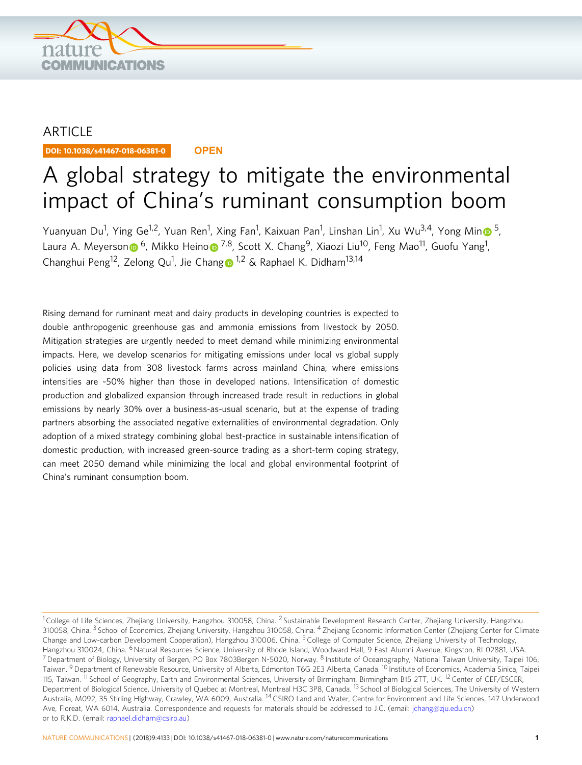ARTICLE

DOI: 10.1038/s41467-018-06381-0 **OPEN**

# A global strategy to mitigate the environmental impact of China's ruminant consumption boom

Yuanyuan Du[1], Ying Ge[1,2], Yuan Ren[1], Xing Fan[1], Kaixuan Pan[1], Linshan Lin[1], Xu Wu[3,4], Yong Min[5], Laura A. Meyerson[6], Mikko Heino[7,8], Scott X. Chang[9], Xiaozi Liu[10], Feng Mao[11], Guofu Yang[1], Changhui Peng[12], Zelong Qu[1], Jie Chang[1,2] & Raphael K. Didham[13,14]

Rising demand for ruminant meat and dairy products in developing countries is expected to double anthropogenic greenhouse gas and ammonia emissions from livestock by 2050. Mitigation strategies are urgently needed to meet demand while minimizing environmental impacts. Here, we develop scenarios for mitigating emissions under local vs global supply policies using data from 308 livestock farms across mainland China, where emissions intensities are ~50% higher than those in developed nations. Intensification of domestic production and globalized expansion through increased trade result in reductions in global emissions by nearly 30% over a business-as-usual scenario, but at the expense of trading partners absorbing the associated negative externalities of environmental degradation. Only adoption of a mixed strategy combining global best-practice in sustainable intensification of domestic production, with increased green-source trading as a short-term coping strategy, can meet 2050 demand while minimizing the local and global environmental footprint of China's ruminant consumption boom.

[1] College of Life Sciences, Zhejiang University, Hangzhou 310058, China. [2] Sustainable Development Research Center, Zhejiang University, Hangzhou 310058, China. [3] School of Economics, Zhejiang University, Hangzhou 310058, China. [4] Zhejiang Economic Information Center (Zhejiang Center for Climate Change and Low-carbon Development Cooperation), Hangzhou 310006, China. [5] College of Computer Science, Zhejiang University of Technology, Hangzhou 310024, China. [6] Natural Resources Science, University of Rhode Island, Woodward Hall, 9 East Alumni Avenue, Kingston, RI 02881, USA. [7] Department of Biology, University of Bergen, PO Box 7803Bergen N-5020, Norway. [8] Institute of Oceanography, National Taiwan University, Taipei 106, Taiwan. [9] Department of Renewable Resource, University of Alberta, Edmonton T6G 2E3 Alberta, Canada. [10] Institute of Economics, Academia Sinica, Taipei 115, Taiwan. [11] School of Geography, Earth and Environmental Sciences, University of Birmingham, Birmingham B15 2TT, UK. [12] Center of CEF/ESCER, Department of Biological Science, University of Quebec at Montreal, Montreal H3C 3P8, Canada. [13] School of Biological Sciences, The University of Western Australia, M092, 35 Stirling Highway, Crawley, WA 6009, Australia. [14] CSIRO Land and Water, Centre for Environment and Life Sciences, 147 Underwood Ave, Floreat, WA 6014, Australia. Correspondence and requests for materials should be addressed to J.C. (email: jchang@zju.edu.cn) or to R.K.D. (email: raphael.didham@csiro.au)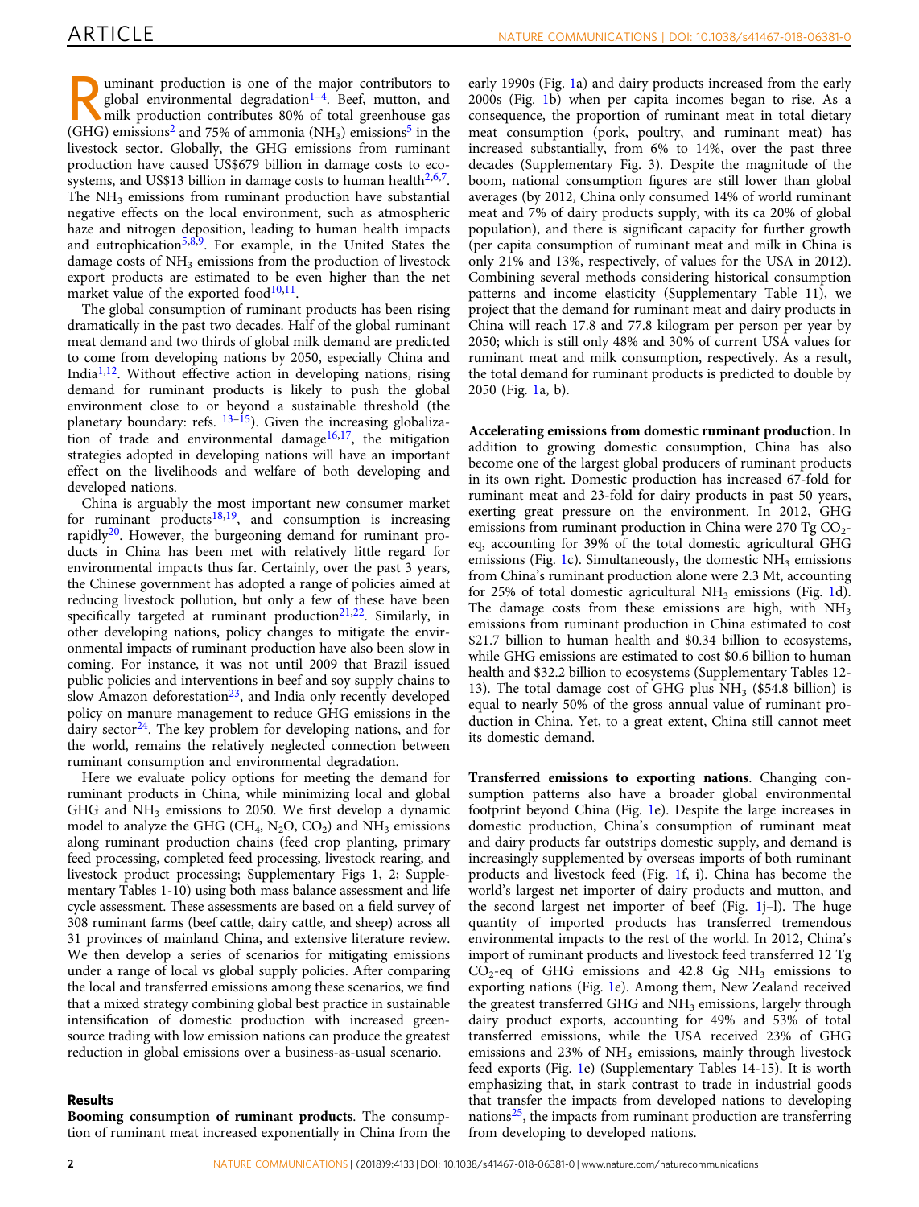Ruminant production is one of the major contributors to global environmental degradation[1–4]. Beef, mutton, and milk production contributes 80% of total greenhouse gas (GHG) emissions[2] and 75% of ammonia ($NH_3$) emissions[5] in the livestock sector. Globally, the GHG emissions from ruminant production have caused US$679 billion in damage costs to ecosystems, and US$13 billion in damage costs to human health[2,6,7]. The $NH_3$ emissions from ruminant production have substantial negative effects on the local environment, such as atmospheric haze and nitrogen deposition, leading to human health impacts and eutrophication[5,8,9]. For example, in the United States the damage costs of $NH_3$ emissions from the production of livestock export products are estimated to be even higher than the net market value of the exported food[10,11].

The global consumption of ruminant products has been rising dramatically in the past two decades. Half of the global ruminant meat demand and two thirds of global milk demand are predicted to come from developing nations by 2050, especially China and India[1,12]. Without effective action in developing nations, rising demand for ruminant products is likely to push the global environment close to or beyond a sustainable threshold (the planetary boundary: refs. [13–15]). Given the increasing globalization of trade and environmental damage[16,17], the mitigation strategies adopted in developing nations will have an important effect on the livelihoods and welfare of both developing and developed nations.

China is arguably the most important new consumer market for ruminant products[18,19], and consumption is increasing rapidly[20]. However, the burgeoning demand for ruminant products in China has been met with relatively little regard for environmental impacts thus far. Certainly, over the past 3 years, the Chinese government has adopted a range of policies aimed at reducing livestock pollution, but only a few of these have been specifically targeted at ruminant production[21,22]. Similarly, in other developing nations, policy changes to mitigate the environmental impacts of ruminant production have also been slow in coming. For instance, it was not until 2009 that Brazil issued public policies and interventions in beef and soy supply chains to slow Amazon deforestation[23], and India only recently developed policy on manure management to reduce GHG emissions in the dairy sector[24]. The key problem for developing nations, and for the world, remains the relatively neglected connection between ruminant consumption and environmental degradation.

Here we evaluate policy options for meeting the demand for ruminant products in China, while minimizing local and global GHG and $NH_3$ emissions to 2050. We first develop a dynamic model to analyze the GHG ($CH_4$, $N_2O$, $CO_2$) and $NH_3$ emissions along ruminant production chains (feed crop planting, primary feed processing, completed feed processing, livestock rearing, and livestock product processing; Supplementary Figs 1, 2; Supplementary Tables 1-10) using both mass balance assessment and life cycle assessment. These assessments are based on a field survey of 308 ruminant farms (beef cattle, dairy cattle, and sheep) across all 31 provinces of mainland China, and extensive literature review. We then develop a series of scenarios for mitigating emissions under a range of local vs global supply policies. After comparing the local and transferred emissions among these scenarios, we find that a mixed strategy combining global best practice in sustainable intensification of domestic production with increased greensource trading with low emission nations can produce the greatest reduction in global emissions over a business-as-usual scenario.

## Results

**Booming consumption of ruminant products**. The consumption of ruminant meat increased exponentially in China from the early 1990s (Fig. 1a) and dairy products increased from the early 2000s (Fig. 1b) when per capita incomes began to rise. As a consequence, the proportion of ruminant meat in total dietary meat consumption (pork, poultry, and ruminant meat) has increased substantially, from 6% to 14%, over the past three decades (Supplementary Fig. 3). Despite the magnitude of the boom, national consumption figures are still lower than global averages (by 2012, China only consumed 14% of world ruminant meat and 7% of dairy products supply, with its ca 20% of global population), and there is significant capacity for further growth (per capita consumption of ruminant meat and milk in China is only 21% and 13%, respectively, of values for the USA in 2012). Combining several methods considering historical consumption patterns and income elasticity (Supplementary Table 11), we project that the demand for ruminant meat and dairy products in China will reach 17.8 and 77.8 kilogram per person per year by 2050; which is still only 48% and 30% of current USA values for ruminant meat and milk consumption, respectively. As a result, the total demand for ruminant products is predicted to double by 2050 (Fig. 1a, b).

**Accelerating emissions from domestic ruminant production**. In addition to growing domestic consumption, China has also become one of the largest global producers of ruminant products in its own right. Domestic production has increased 67-fold for ruminant meat and 23-fold for dairy products in past 50 years, exerting great pressure on the environment. In 2012, GHG emissions from ruminant production in China were 270 Tg $CO_2$-eq, accounting for 39% of the total domestic agricultural GHG emissions (Fig. 1c). Simultaneously, the domestic $NH_3$ emissions from China's ruminant production alone were 2.3 Mt, accounting for 25% of total domestic agricultural $NH_3$ emissions (Fig. 1d). The damage costs from these emissions are high, with $NH_3$ emissions from ruminant production in China estimated to cost $21.7 billion to human health and $0.34 billion to ecosystems, while GHG emissions are estimated to cost $0.6 billion to human health and $32.2 billion to ecosystems (Supplementary Tables 12-13). The total damage cost of GHG plus $NH_3$ ($54.8 billion) is equal to nearly 50% of the gross annual value of ruminant production in China. Yet, to a great extent, China still cannot meet its domestic demand.

**Transferred emissions to exporting nations**. Changing consumption patterns also have a broader global environmental footprint beyond China (Fig. 1e). Despite the large increases in domestic production, China's consumption of ruminant meat and dairy products far outstrips domestic supply, and demand is increasingly supplemented by overseas imports of both ruminant products and livestock feed (Fig. 1f, i). China has become the world's largest net importer of dairy products and mutton, and the second largest net importer of beef (Fig. 1j–l). The huge quantity of imported products has transferred tremendous environmental impacts to the rest of the world. In 2012, China's import of ruminant products and livestock feed transferred 12 Tg $CO_2$-eq of GHG emissions and 42.8 Gg $NH_3$ emissions to exporting nations (Fig. 1e). Among them, New Zealand received the greatest transferred GHG and $NH_3$ emissions, largely through dairy product exports, accounting for 49% and 53% of total transferred emissions, while the USA received 23% of GHG emissions and 23% of $NH_3$ emissions, mainly through livestock feed exports (Fig. 1e) (Supplementary Tables 14-15). It is worth emphasizing that, in stark contrast to trade in industrial goods that transfer the impacts from developed nations to developing nations[25], the impacts from ruminant production are transferring from developing to developed nations.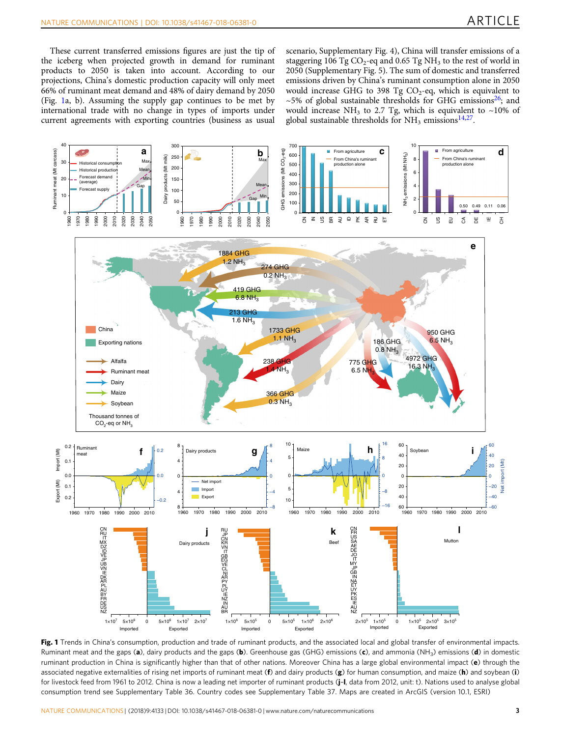These current transferred emissions figures are just the tip of the iceberg when projected growth in demand for ruminant products to 2050 is taken into account. According to our projections, China's domestic production capacity will only meet 66% of ruminant meat demand and 48% of dairy demand by 2050 (Fig. 1a, b). Assuming the supply gap continues to be met by international trade with no change in types of imports under current agreements with exporting countries (business as usual scenario, Supplementary Fig. 4), China will transfer emissions of a staggering 106 Tg $CO_2$-eq and 0.65 Tg $NH_3$ to the rest of world in 2050 (Supplementary Fig. 5). The sum of domestic and transferred emissions driven by China's ruminant consumption alone in 2050 would increase GHG to 398 Tg $CO_2$-eq, which is equivalent to ~5% of global sustainable thresholds for GHG emissions[26]; and would increase $NH_3$ to 2.7 Tg, which is equivalent to ~10% of global sustainable thresholds for $NH_3$ emissions[14,27].

**Fig. 1** Trends in China's consumption, production and trade of ruminant products, and the associated local and global transfer of environmental impacts. Ruminant meat and the gaps (**a**), dairy products and the gaps (**b**). Greenhouse gas (GHG) emissions (**c**), and ammonia ($NH_3$) emissions (**d**) in domestic ruminant production in China is significantly higher than that of other nations. Moreover China has a large global environmental impact (**e**) through the associated negative externalities of rising net imports of ruminant meat (**f**) and dairy products (**g**) for human consumption, and maize (**h**) and soybean (**i**) for livestock feed from 1961 to 2012. China is now a leading net importer of ruminant products (**j**–**l**, data from 2012, unit: t). Nations used to analyse global consumption trend see Supplementary Table 36. Country codes see Supplementary Table 37. Maps are created in ArcGIS (version 10.1, ESRI)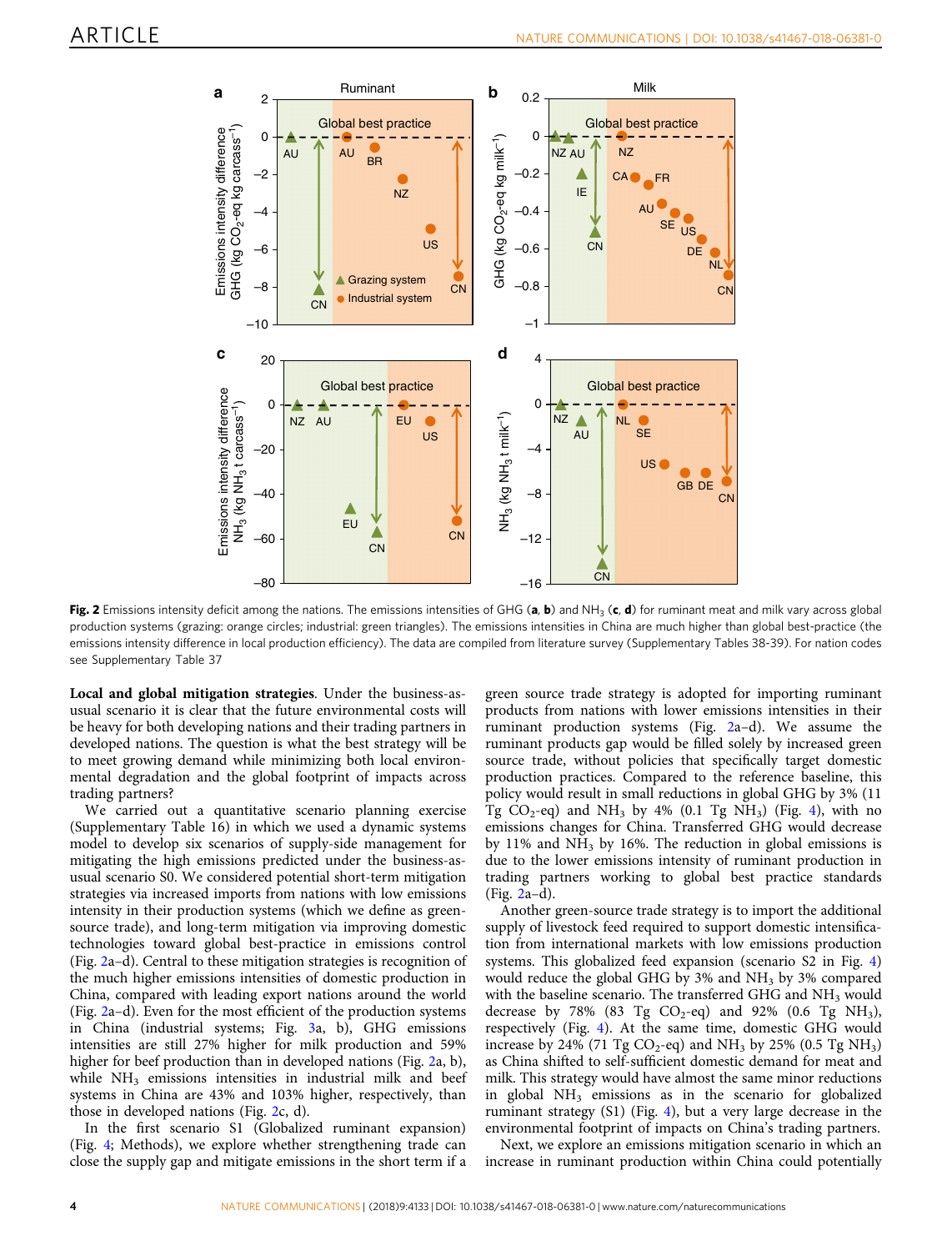**Fig. 2** Emissions intensity deficit among the nations. The emissions intensities of GHG (**a**, **b**) and $NH_3$ (**c**, **d**) for ruminant meat and milk vary across global production systems (grazing: orange circles; industrial: green triangles). The emissions intensities in China are much higher than global best-practice (the emissions intensity difference in local production efficiency). The data are compiled from literature survey (Supplementary Tables 38-39). For nation codes see Supplementary Table 37

**Local and global mitigation strategies**. Under the business-as-usual scenario it is clear that the future environmental costs will be heavy for both developing nations and their trading partners in developed nations. The question is what the best strategy will be to meet growing demand while minimizing both local environmental degradation and the global footprint of impacts across trading partners?

We carried out a quantitative scenario planning exercise (Supplementary Table 16) in which we used a dynamic systems model to develop six scenarios of supply-side management for mitigating the high emissions predicted under the business-as-usual scenario S0. We considered potential short-term mitigation strategies via increased imports from nations with low emissions intensity in their production systems (which we define as green-source trade), and long-term mitigation via improving domestic technologies toward global best-practice in emissions control (Fig. 2a–d). Central to these mitigation strategies is recognition of the much higher emissions intensities of domestic production in China, compared with leading export nations around the world (Fig. 2a–d). Even for the most efficient of the production systems in China (industrial systems; Fig. 3a, b), GHG emissions intensities are still 27% higher for milk production and 59% higher for beef production than in developed nations (Fig. 2a, b), while $NH_3$ emissions intensities in industrial milk and beef systems in China are 43% and 103% higher, respectively, than those in developed nations (Fig. 2c, d).

In the first scenario S1 (Globalized ruminant expansion) (Fig. 4; Methods), we explore whether strengthening trade can close the supply gap and mitigate emissions in the short term if a green source trade strategy is adopted for importing ruminant products from nations with lower emissions intensities in their ruminant production systems (Fig. 2a–d). We assume the ruminant products gap would be filled solely by increased green source trade, without policies that specifically target domestic production practices. Compared to the reference baseline, this policy would result in small reductions in global GHG by 3% (11 Tg $CO_2$-eq) and $NH_3$ by 4% (0.1 Tg $NH_3$) (Fig. 4), with no emissions changes for China. Transferred GHG would decrease by 11% and $NH_3$ by 16%. The reduction in global emissions is due to the lower emissions intensity of ruminant production in trading partners working to global best practice standards (Fig. 2a–d).

Another green-source trade strategy is to import the additional supply of livestock feed required to support domestic intensification from international markets with low emissions production systems. This globalized feed expansion (scenario S2 in Fig. 4) would reduce the global GHG by 3% and $NH_3$ by 3% compared with the baseline scenario. The transferred GHG and $NH_3$ would decrease by 78% (83 Tg $CO_2$-eq) and 92% (0.6 Tg $NH_3$), respectively (Fig. 4). At the same time, domestic GHG would increase by 24% (71 Tg $CO_2$-eq) and $NH_3$ by 25% (0.5 Tg $NH_3$) as China shifted to self-sufficient domestic demand for meat and milk. This strategy would have almost the same minor reductions in global $NH_3$ emissions as in the scenario for globalized ruminant strategy (S1) (Fig. 4), but a very large decrease in the environmental footprint of impacts on China's trading partners.

Next, we explore an emissions mitigation scenario in which an increase in ruminant production within China could potentially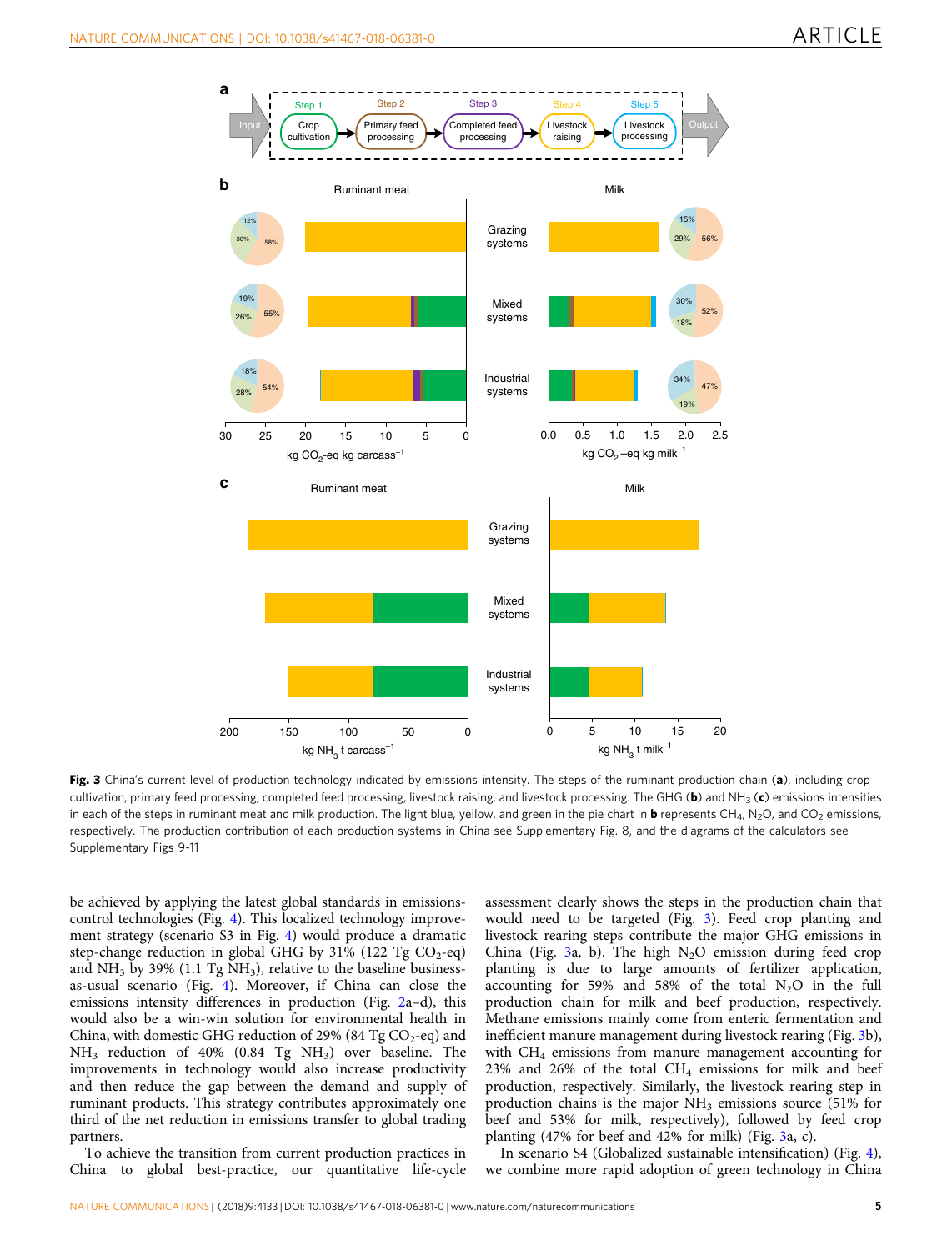**Fig. 3** China's current level of production technology indicated by emissions intensity. The steps of the ruminant production chain (**a**), including crop cultivation, primary feed processing, completed feed processing, livestock raising, and livestock processing. The GHG (**b**) and $NH_3$ (**c**) emissions intensities in each of the steps in ruminant meat and milk production. The light blue, yellow, and green in the pie chart in **b** represents $CH_4$, $N_2O$, and $CO_2$ emissions, respectively. The production contribution of each production systems in China see Supplementary Fig. 8, and the diagrams of the calculators see Supplementary Figs 9-11

be achieved by applying the latest global standards in emissions-control technologies (Fig. 4). This localized technology improvement strategy (scenario S3 in Fig. 4) would produce a dramatic step-change reduction in global GHG by 31% (122 Tg $CO_2$-eq) and $NH_3$ by 39% (1.1 Tg $NH_3$), relative to the baseline business-as-usual scenario (Fig. 4). Moreover, if China can close the emissions intensity differences in production (Fig. 2a–d), this would also be a win-win solution for environmental health in China, with domestic GHG reduction of 29% (84 Tg $CO_2$-eq) and $NH_3$ reduction of 40% (0.84 Tg $NH_3$) over baseline. The improvements in technology would also increase productivity and then reduce the gap between the demand and supply of ruminant products. This strategy contributes approximately one third of the net reduction in emissions transfer to global trading partners.

To achieve the transition from current production practices in China to global best-practice, our quantitative life-cycle assessment clearly shows the steps in the production chain that would need to be targeted (Fig. 3). Feed crop planting and livestock rearing steps contribute the major GHG emissions in China (Fig. 3a, b). The high $N_2O$ emission during feed crop planting is due to large amounts of fertilizer application, accounting for 59% and 58% of the total $N_2O$ in the full production chain for milk and beef production, respectively. Methane emissions mainly come from enteric fermentation and inefficient manure management during livestock rearing (Fig. 3b), with $CH_4$ emissions from manure management accounting for 23% and 26% of the total $CH_4$ emissions for milk and beef production, respectively. Similarly, the livestock rearing step in production chains is the major $NH_3$ emissions source (51% for beef and 53% for milk, respectively), followed by feed crop planting (47% for beef and 42% for milk) (Fig. 3a, c).

In scenario S4 (Globalized sustainable intensification) (Fig. 4), we combine more rapid adoption of green technology in China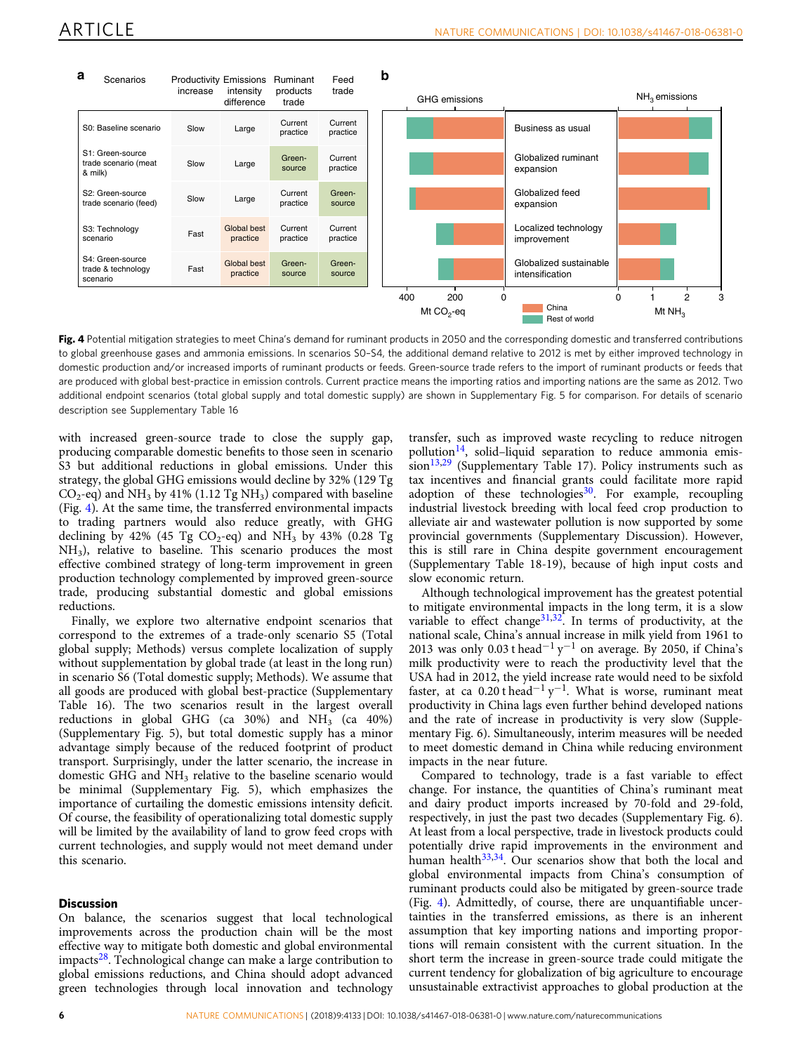**a**

| Scenarios | Productivity increase | Emissions intensity difference | Ruminant products trade | Feed trade |
|---|---|---|---|---|
| S0: Baseline scenario | Slow | Large | Current practice | Current practice |
| S1: Green-source trade scenario (meat & milk) | Slow | Large | Green-source | Current practice |
| S2: Green-source trade scenario (feed) | Slow | Large | Current practice | Green-source |
| S3: Technology scenario | Fast | Global best practice | Current practice | Current practice |
| S4: Green-source trade & technology scenario | Fast | Global best practice | Green-source | Green-source |

**b**

GHG emissions (Mt $CO_2$-eq) / $NH_3$ emissions (Mt $NH_3$); China / Rest of world

- Business as usual
- Globalized ruminant expansion
- Globalized feed expansion
- Localized technology improvement
- Globalized sustainable intensification

**Fig. 4** Potential mitigation strategies to meet China's demand for ruminant products in 2050 and the corresponding domestic and transferred contributions to global greenhouse gases and ammonia emissions. In scenarios S0–S4, the additional demand relative to 2012 is met by either improved technology in domestic production and/or increased imports of ruminant products or feeds. Green-source trade refers to the import of ruminant products or feeds that are produced with global best-practice in emission controls. Current practice means the importing ratios and importing nations are the same as 2012. Two additional endpoint scenarios (total global supply and total domestic supply) are shown in Supplementary Fig. 5 for comparison. For details of scenario description see Supplementary Table 16

with increased green-source trade to close the supply gap, producing comparable domestic benefits to those seen in scenario S3 but additional reductions in global emissions. Under this strategy, the global GHG emissions would decline by 32% (129 Tg $CO_2$-eq) and $NH_3$ by 41% (1.12 Tg $NH_3$) compared with baseline (Fig. 4). At the same time, the transferred environmental impacts to trading partners would also reduce greatly, with GHG declining by 42% (45 Tg $CO_2$-eq) and $NH_3$ by 43% (0.28 Tg $NH_3$), relative to baseline. This scenario produces the most effective combined strategy of long-term improvement in green production technology complemented by improved green-source trade, producing substantial domestic and global emissions reductions.

Finally, we explore two alternative endpoint scenarios that correspond to the extremes of a trade-only scenario S5 (Total global supply; Methods) versus complete localization of supply without supplementation by global trade (at least in the long run) in scenario S6 (Total domestic supply; Methods). We assume that all goods are produced with global best-practice (Supplementary Table 16). The two scenarios result in the largest overall reductions in global GHG (ca 30%) and $NH_3$ (ca 40%) (Supplementary Fig. 5), but total domestic supply has a minor advantage simply because of the reduced footprint of product transport. Surprisingly, under the latter scenario, the increase in domestic GHG and $NH_3$ relative to the baseline scenario would be minimal (Supplementary Fig. 5), which emphasizes the importance of curtailing the domestic emissions intensity deficit. Of course, the feasibility of operationalizing total domestic supply will be limited by the availability of land to grow feed crops with current technologies, and supply would not meet demand under this scenario.

## Discussion

On balance, the scenarios suggest that local technological improvements across the production chain will be the most effective way to mitigate both domestic and global environmental impacts[28]. Technological change can make a large contribution to global emissions reductions, and China should adopt advanced green technologies through local innovation and technology transfer, such as improved waste recycling to reduce nitrogen pollution[14], solid–liquid separation to reduce ammonia emission[13,29] (Supplementary Table 17). Policy instruments such as tax incentives and financial grants could facilitate more rapid adoption of these technologies[30]. For example, recoupling industrial livestock breeding with local feed crop production to alleviate air and wastewater pollution is now supported by some provincial governments (Supplementary Discussion). However, this is still rare in China despite government encouragement (Supplementary Table 18-19), because of high input costs and slow economic return.

Although technological improvement has the greatest potential to mitigate environmental impacts in the long term, it is a slow variable to effect change[31,32]. In terms of productivity, at the national scale, China's annual increase in milk yield from 1961 to 2013 was only 0.03 t $head^{-1}$ $y^{-1}$ on average. By 2050, if China's milk productivity were to reach the productivity level that the USA had in 2012, the yield increase rate would need to be sixfold faster, at ca 0.20 t $head^{-1}$ $y^{-1}$. What is worse, ruminant meat productivity in China lags even further behind developed nations and the rate of increase in productivity is very slow (Supplementary Fig. 6). Simultaneously, interim measures will be needed to meet domestic demand in China while reducing environment impacts in the near future.

Compared to technology, trade is a fast variable to effect change. For instance, the quantities of China's ruminant meat and dairy product imports increased by 70-fold and 29-fold, respectively, in just the past two decades (Supplementary Fig. 6). At least from a local perspective, trade in livestock products could potentially drive rapid improvements in the environment and human health[33,34]. Our scenarios show that both the local and global environmental impacts from China's consumption of ruminant products could also be mitigated by green-source trade (Fig. 4). Admittedly, of course, there are unquantifiable uncertainties in the transferred emissions, as there is an inherent assumption that key importing nations and importing proportions will remain consistent with the current situation. In the short term the increase in green-source trade could mitigate the current tendency for globalization of big agriculture to encourage unsustainable extractivist approaches to global production at the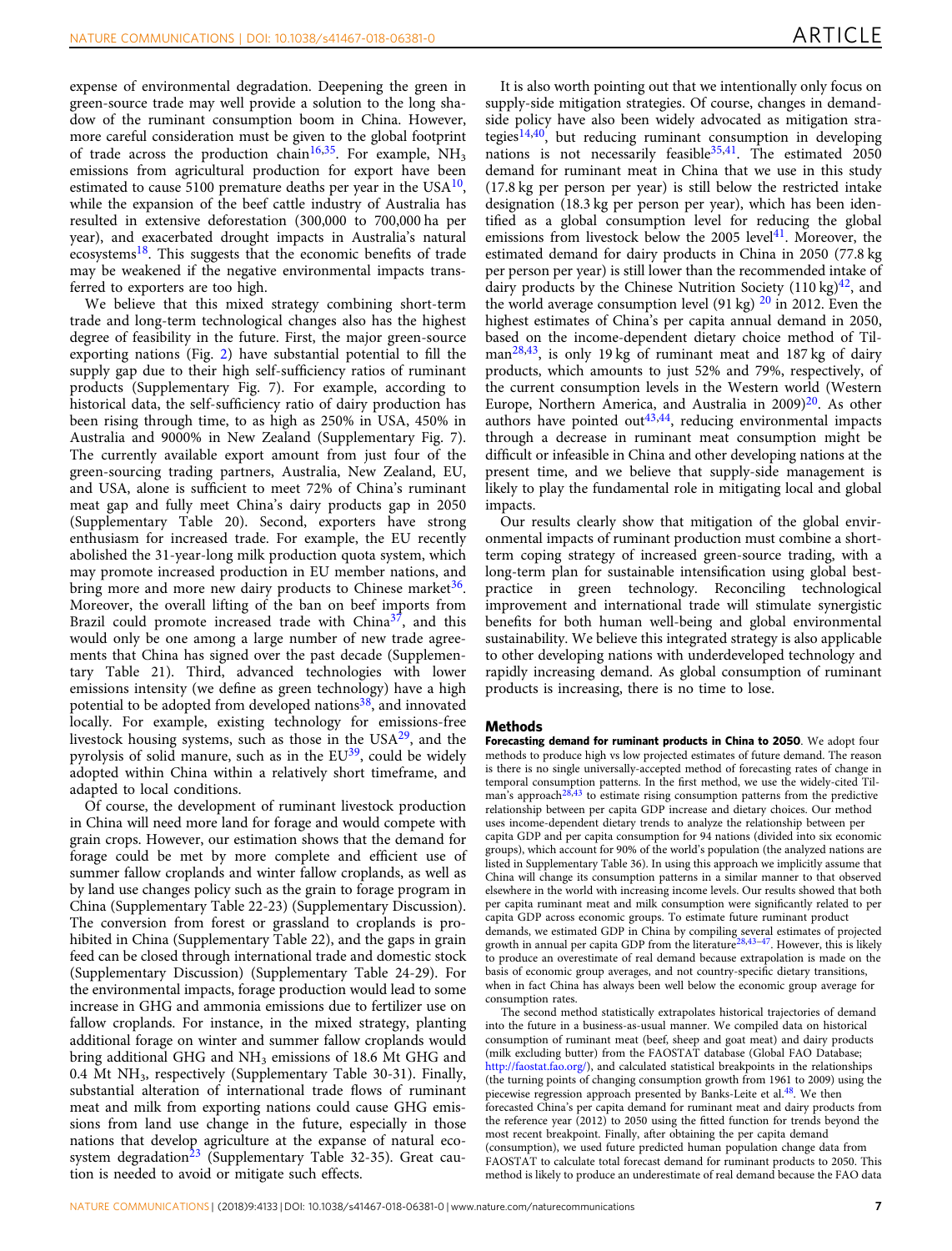expense of environmental degradation. Deepening the green in green-source trade may well provide a solution to the long shadow of the ruminant consumption boom in China. However, more careful consideration must be given to the global footprint of trade across the production chain[16,35]. For example, $NH_3$ emissions from agricultural production for export have been estimated to cause 5100 premature deaths per year in the USA[10], while the expansion of the beef cattle industry of Australia has resulted in extensive deforestation (300,000 to 700,000 ha per year), and exacerbated drought impacts in Australia's natural ecosystems[18]. This suggests that the economic benefits of trade may be weakened if the negative environmental impacts transferred to exporters are too high.

We believe that this mixed strategy combining short-term trade and long-term technological changes also has the highest degree of feasibility in the future. First, the major green-source exporting nations (Fig. 2) have substantial potential to fill the supply gap due to their high self-sufficiency ratios of ruminant products (Supplementary Fig. 7). For example, according to historical data, the self-sufficiency ratio of dairy production has been rising through time, to as high as 250% in USA, 450% in Australia and 9000% in New Zealand (Supplementary Fig. 7). The currently available export amount from just four of the green-sourcing trading partners, Australia, New Zealand, EU, and USA, alone is sufficient to meet 72% of China's ruminant meat gap and fully meet China's dairy products gap in 2050 (Supplementary Table 20). Second, exporters have strong enthusiasm for increased trade. For example, the EU recently abolished the 31-year-long milk production quota system, which may promote increased production in EU member nations, and bring more and more new dairy products to Chinese market[36]. Moreover, the overall lifting of the ban on beef imports from Brazil could promote increased trade with China[37], and this would only be one among a large number of new trade agreements that China has signed over the past decade (Supplementary Table 21). Third, advanced technologies with lower emissions intensity (we define as green technology) have a high potential to be adopted from developed nations[38], and innovated locally. For example, existing technology for emissions-free livestock housing systems, such as those in the USA[29], and the pyrolysis of solid manure, such as in the EU[39], could be widely adopted within China within a relatively short timeframe, and adapted to local conditions.

Of course, the development of ruminant livestock production in China will need more land for forage and would compete with grain crops. However, our estimation shows that the demand for forage could be met by more complete and efficient use of summer fallow croplands and winter fallow croplands, as well as by land use changes policy such as the grain to forage program in China (Supplementary Table 22-23) (Supplementary Discussion). The conversion from forest or grassland to croplands is prohibited in China (Supplementary Table 22), and the gaps in grain feed can be closed through international trade and domestic stock (Supplementary Discussion) (Supplementary Table 24-29). For the environmental impacts, forage production would lead to some increase in GHG and ammonia emissions due to fertilizer use on fallow croplands. For instance, in the mixed strategy, planting additional forage on winter and summer fallow croplands would bring additional GHG and $NH_3$ emissions of 18.6 Mt GHG and 0.4 Mt $NH_3$, respectively (Supplementary Table 30-31). Finally, substantial alteration of international trade flows of ruminant meat and milk from exporting nations could cause GHG emissions from land use change in the future, especially in those nations that develop agriculture at the expanse of natural ecosystem degradation[23] (Supplementary Table 32-35). Great caution is needed to avoid or mitigate such effects.

It is also worth pointing out that we intentionally only focus on supply-side mitigation strategies. Of course, changes in demand-side policy have also been widely advocated as mitigation strategies[14,40], but reducing ruminant consumption in developing nations is not necessarily feasible[35,41]. The estimated 2050 demand for ruminant meat in China that we use in this study (17.8 kg per person per year) is still below the restricted intake designation (18.3 kg per person per year), which has been identified as a global consumption level for reducing the global emissions from livestock below the 2005 level[41]. Moreover, the estimated demand for dairy products in China in 2050 (77.8 kg per person per year) is still lower than the recommended intake of dairy products by the Chinese Nutrition Society (110 kg)[42], and the world average consumption level (91 kg) [20] in 2012. Even the highest estimates of China's per capita annual demand in 2050, based on the income-dependent dietary choice method of Tilman[28,43], is only 19 kg of ruminant meat and 187 kg of dairy products, which amounts to just 52% and 79%, respectively, of the current consumption levels in the Western world (Western Europe, Northern America, and Australia in 2009)[20]. As other authors have pointed out[43,44], reducing environmental impacts through a decrease in ruminant meat consumption might be difficult or infeasible in China and other developing nations at the present time, and we believe that supply-side management is likely to play the fundamental role in mitigating local and global impacts.

Our results clearly show that mitigation of the global environmental impacts of ruminant production must combine a short-term coping strategy of increased green-source trading, with a long-term plan for sustainable intensification using global best-practice in green technology. Reconciling technological improvement and international trade will stimulate synergistic benefits for both human well-being and global environmental sustainability. We believe this integrated strategy is also applicable to other developing nations with underdeveloped technology and rapidly increasing demand. As global consumption of ruminant products is increasing, there is no time to lose.

## Methods

**Forecasting demand for ruminant products in China to 2050**. We adopt four methods to produce high vs low projected estimates of future demand. The reason is there is no single universally-accepted method of forecasting rates of change in temporal consumption patterns. In the first method, we use the widely-cited Tilman's approach[28,43] to estimate rising consumption patterns from the predictive relationship between per capita GDP increase and dietary choices. Our method uses income-dependent dietary trends to analyze the relationship between per capita GDP and per capita consumption for 94 nations (divided into six economic groups), which account for 90% of the world's population (the analyzed nations are listed in Supplementary Table 36). In using this approach we implicitly assume that China will change its consumption patterns in a similar manner to that observed elsewhere in the world with increasing income levels. Our results showed that both per capita ruminant meat and milk consumption were significantly related to per capita GDP across economic groups. To estimate future ruminant product demands, we estimated GDP in China by compiling several estimates of projected growth in annual per capita GDP from the literature[28,43–47]. However, this is likely to produce an overestimate of real demand because extrapolation is made on the basis of economic group averages, and not country-specific dietary transitions, when in fact China has always been well below the economic group average for consumption rates.

The second method statistically extrapolates historical trajectories of demand into the future in a business-as-usual manner. We compiled data on historical consumption of ruminant meat (beef, sheep and goat meat) and dairy products (milk excluding butter) from the FAOSTAT database (Global FAO Database; http://faostat.fao.org/), and calculated statistical breakpoints in the relationships (the turning points of changing consumption growth from 1961 to 2009) using the piecewise regression approach presented by Banks-Leite et al.[48]. We then forecasted China's per capita demand for ruminant meat and dairy products from the reference year (2012) to 2050 using the fitted function for trends beyond the most recent breakpoint. Finally, after obtaining the per capita demand (consumption), we used future predicted human population change data from FAOSTAT to calculate total forecast demand for ruminant products to 2050. This method is likely to produce an underestimate of real demand because the FAO data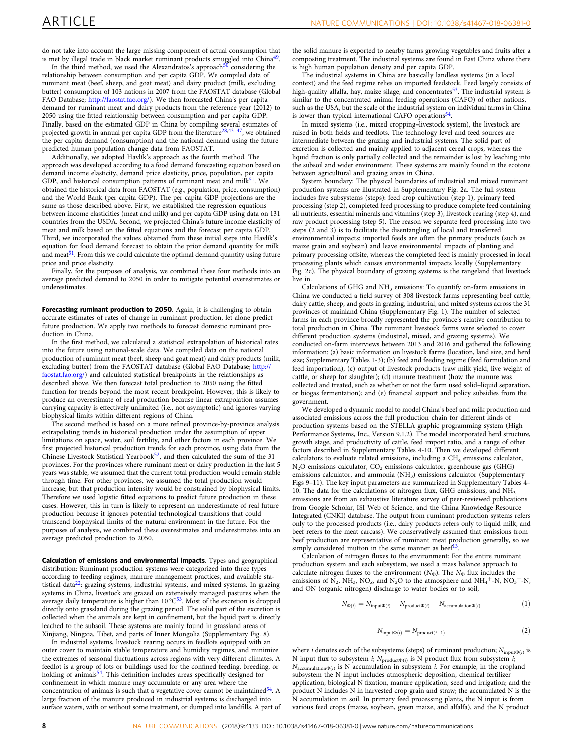do not take into account the large missing component of actual consumption that is met by illegal trade in black market ruminant products smuggled into China[49].

In the third method, we used the Alexandratos's approach[50] considering the relationship between consumption and per capita GDP. We compiled data of ruminant meat (beef, sheep, and goat meat) and dairy product (milk, excluding butter) consumption of 103 nations in 2007 from the FAOSTAT database (Global FAO Database; http://faostat.fao.org/). We then forecasted China's per capita demand for ruminant meat and dairy products from the reference year (2012) to 2050 using the fitted relationship between consumption and per capita GDP. Finally, based on the estimated GDP in China by compiling several estimates of projected growth in annual per capita GDP from the literature[28,43–47], we obtained the per capita demand (consumption) and the national demand using the future predicted human population change data from FAOSTAT.

Additionally, we adopted Havlík's approach as the fourth method. The approach was developed according to a food demand forecasting equation based on demand income elasticity, demand price elasticity, price, population, per capita GDP, and historical consumption patterns of ruminant meat and milk[51]. We obtained the historical data from FAOSTAT (e.g., population, price, consumption) and the World Bank (per capita GDP). The per capita GDP projections are the same as those described above. First, we established the regression equations between income elasticities (meat and milk) and per capita GDP using data on 131 countries from the USDA. Second, we projected China's future income elasticity of meat and milk based on the fitted equations and the forecast per capita GDP. Third, we incorporated the values obtained from these initial steps into Havlík's equation for food demand forecast to obtain the prior demand quantity for milk and meat[51]. From this we could calculate the optimal demand quantity using future price and price elasticity.

Finally, for the purposes of analysis, we combined these four methods into an average predicted demand to 2050 in order to mitigate potential overestimates or underestimates.

**Forecasting ruminant production to 2050**. Again, it is challenging to obtain accurate estimates of rates of change in ruminant production, let alone predict future production. We apply two methods to forecast domestic ruminant production in China.

In the first method, we calculated a statistical extrapolation of historical rates into the future using national-scale data. We compiled data on the national production of ruminant meat (beef, sheep and goat meat) and dairy products (milk, excluding butter) from the FAOSTAT database (Global FAO Database; http://faostat.fao.org/) and calculated statistical breakpoints in the relationships as described above. We then forecast total production to 2050 using the fitted function for trends beyond the most recent breakpoint. However, this is likely to produce an overestimate of real production because linear extrapolation assumes carrying capacity is effectively unlimited (i.e., not asymptotic) and ignores varying biophysical limits within different regions of China.

The second method is based on a more refined province-by-province analysis extrapolating trends in historical production under the assumption of upper limitations on space, water, soil fertility, and other factors in each province. We first projected historical production trends for each province, using data from the Chinese Livestock Statistical Yearbook[52], and then calculated the sum of the 31 provinces. For the provinces where ruminant meat or dairy production in the last 5 years was stable, we assumed that the current total production would remain stable through time. For other provinces, we assumed the total production would increase, but that production intensity would be constrained by biophysical limits. Therefore we used logistic fitted equations to predict future production in these cases. However, this in turn is likely to represent an underestimate of real future production because it ignores potential technological transitions that could transcend biophysical limits of the natural environment in the future. For the purposes of analysis, we combined these overestimates and underestimates into an average predicted production to 2050.

**Calculation of emissions and environmental impacts**. Types and geographical distribution: Ruminant production systems were categorized into three types according to feeding regimes, manure management practices, and available statistical data[22]: grazing systems, industrial systems, and mixed systems. In grazing systems in China, livestock are grazed on extensively managed pastures when the average daily temperature is higher than 10 °C[53]. Most of the excretion is dropped directly onto grassland during the grazing period. The solid part of the excretion is collected when the animals are kept in confinement, but the liquid part is directly leached to the subsoil. These systems are mainly found in grassland areas of Xinjiang, Ningxia, Tibet, and parts of Inner Mongolia (Supplementary Fig. 8).

In industrial systems, livestock rearing occurs in feedlots equipped with an outer cover to maintain stable temperature and humidity regimes, and minimize the extremes of seasonal fluctuations across regions with very different climates. A feedlot is a group of lots or buildings used for the confined feeding, breeding, or holding of animals[54]. This definition includes areas specifically designed for confinement in which manure may accumulate or any area where the concentration of animals is such that a vegetative cover cannot be maintained[54]. A large fraction of the manure produced in industrial systems is discharged into surface waters, with or without some treatment, or dumped into landfills. A part of the solid manure is exported to nearby farms growing vegetables and fruits after a composting treatment. The industrial systems are found in East China where there is high human population density and per capita GDP.

The industrial systems in China are basically landless systems (in a local context) and the feed regime relies on imported feedstock. Feed largely consists of high-quality alfalfa, hay, maize silage, and concentrates[53]. The industrial system is similar to the concentrated animal feeding operations (CAFO) of other nations, such as the USA, but the scale of the industrial system on individual farms in China is lower than typical international CAFO operations[54].

In mixed systems (i.e., mixed cropping–livestock system), the livestock are raised in both fields and feedlots. The technology level and feed sources are intermediate between the grazing and industrial systems. The solid part of excretion is collected and mainly applied to adjacent cereal crops, whereas the liquid fraction is only partially collected and the remainder is lost by leaching into the subsoil and wider environment. These systems are mainly found in the ecotone between agricultural and grazing areas in China.

System boundary: The physical boundaries of industrial and mixed ruminant production systems are illustrated in Supplementary Fig. 2a. The full system includes five subsystems (steps): feed crop cultivation (step 1), primary feed processing (step 2), completed feed processing to produce complete feed containing all nutrients, essential minerals and vitamins (step 3), livestock rearing (step 4), and raw product processing (step 5). The reason we separate feed processing into two steps (2 and 3) is to facilitate the disentangling of local and transferred environmental impacts: imported feeds are often the primary products (such as maize grain and soybean) and leave environmental impacts of planting and primary processing offsite, whereas the completed feed is mainly processed in local processing plants which causes environmental impacts locally (Supplementary Fig. 2c). The physical boundary of grazing systems is the rangeland that livestock live in.

Calculations of GHG and $NH_3$ emissions: To quantify on-farm emissions in China we conducted a field survey of 308 livestock farms representing beef cattle, dairy cattle, sheep, and goats in grazing, industrial, and mixed systems across the 31 provinces of mainland China (Supplementary Fig. 1). The number of selected farms in each province broadly represented the province's relative contribution to total production in China. The ruminant livestock farms were selected to cover different production systems (industrial, mixed, and grazing systems). We conducted on-farm interviews between 2013 and 2016 and gathered the following information: (a) basic information on livestock farms (location, land size, and herd size; Supplementary Tables 1-3); (b) feed and feeding regime (feed formulation and feed importation), (c) output of livestock products (raw milk yield, live weight of cattle, or sheep for slaughter); (d) manure treatment (how the manure was collected and treated, such as whether or not the farm used solid–liquid separation, or biogas fermentation); and (e) financial support and policy subsidies from the government.

We developed a dynamic model to model China's beef and milk production and associated emissions across the full production chain for different kinds of production systems based on the STELLA graphic programming system (High Performance Systems, Inc., Version 9.1.2). The model incorporated herd structure, growth stage, and productivity of cattle, feed import ratio, and a range of other factors described in Supplementary Tables 4-10. Then we developed different calculators to evaluate related emissions, including a $CH_4$ emissions calculator, $N_2O$ emissions calculator, $CO_2$ emissions calculator, greenhouse gas (GHG) emissions calculator, and ammonia ($NH_3$) emissions calculator (Supplementary Figs 9–11). The key input parameters are summarized in Supplementary Tables 4–10. The data for the calculations of nitrogen flux, GHG emissions, and $NH_3$ emissions are from an exhaustive literature survey of peer-reviewed publications from Google Scholar, ISI Web of Science, and the China Knowledge Resource Integrated (CNKI) database. The output from ruminant production systems refers only to the processed products (i.e., dairy products refers only to liquid milk, and beef refers to the meat carcass). We conservatively assumed that emissions from beef production are representative of ruminant meat production generally, so we simply considered mutton in the same manner as beef[13].

Calculation of nitrogen fluxes to the environment: For the entire ruminant production system and each subsystem, we used a mass balance approach to calculate nitrogen fluxes to the environment ($N_\Phi$). The $N_\Phi$ flux includes the emissions of $N_2$, $NH_3$, $NO_x$, and $N_2O$ to the atmosphere and $NH_4^+$-N, $NO_3^-$-N, and ON (organic nitrogen) discharge to water bodies or to soil,

$$N_{\Phi(i)} = N_{\text{input}\Phi(i)} - N_{\text{product}\Phi(i)} - N_{\text{accumulation}\Phi(i)} \tag{1}$$

$$N_{\text{input}\Phi(i)} = N_{\text{product}(i-1)} \tag{2}$$

where $i$ denotes each of the subsystems (steps) of ruminant production; $N_{\text{input}\Phi(i)}$ is N input flux to subsystem $i$; $N_{\text{product}\Phi(i)}$ is N product flux from subsystem $i$; $N_{\text{accumulation}\Phi(i)}$ is N accumulation in subsystem $i$. For example, in the cropland subsystem the N input includes atmospheric deposition, chemical fertilizer application, biological N fixation, manure application, seed and irrigation; and the product N includes N in harvested crop grain and straw; the accumulation N is the N accumulation in soil. In primary feed processing plants, the N input is from various feed crops (maize, soybean, green maize, and alfalfa), and the N product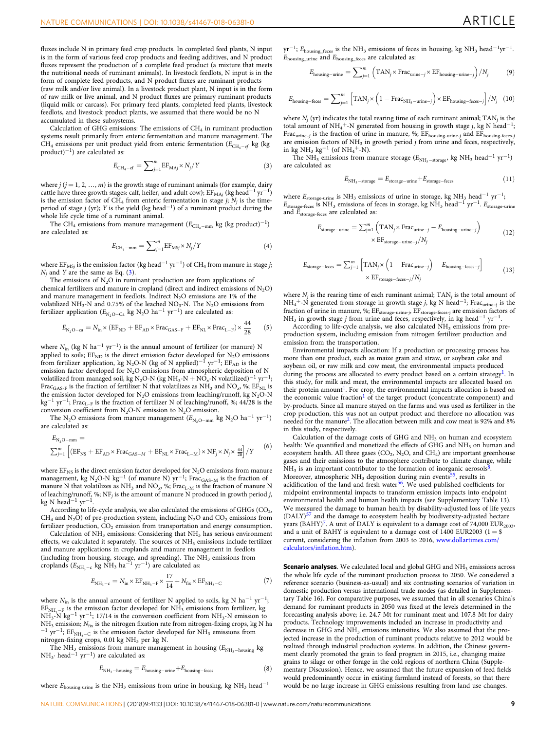fluxes include N in primary feed crop products. In completed feed plants, N input is in the form of various feed crop products and feeding additives, and N product fluxes represent the production of a complete feed product (a mixture that meets the nutritional needs of ruminant animals). In livestock feedlots, N input is in the form of complete feed products, and N product fluxes are ruminant products (raw milk and/or live animal). In a livestock product plant, N input is in the form of raw milk or live animal, and N product fluxes are primary ruminant products (liquid milk or carcass). For primary feed plants, completed feed plants, livestock feedlots, and livestock product plants, we assumed that there would be no N accumulated in these subsystems.

Calculation of GHG emissions: The emissions of $CH_4$ in ruminant production systems result primarily from enteric fermentation and manure management. The $CH_4$ emissions per unit product yield from enteric fermentation ($E_{CH_4-ef}$ kg (kg product)$^{-1}$) are calculated as:

$$E_{CH_4-ef} = \sum\nolimits_{j=1}^{m} EF_{MAj} \times N_j / Y \tag{3}$$

where $j$ ($j = 1, 2, \ldots, m$) is the growth stage of ruminant animals (for example, dairy cattle have three growth stages: calf, heifer, and adult cow); $EF_{MAj}$ (kg head$^{-1}$ yr$^{-1}$) is the emission factor of $CH_4$ from enteric fermentation in stage $j$; $N_j$ is the time-period of stage $j$ (yr); $Y$ is the yield (kg head$^{-1}$) of a ruminant product during the whole life cycle time of a ruminant animal.

The $CH_4$ emissions from manure management ($E_{CH_4-mm}$ kg (kg product)$^{-1}$) are calculated as:

$$E_{CH_4-mm} = \sum\nolimits_{j=1}^{m} EF_{MSj} \times N_j / Y \tag{4}$$

where $EF_{MSj}$ is the emission factor (kg head$^{-1}$ yr$^{-1}$) of $CH_4$ from manure in stage $j$; $N_j$ and $Y$ are the same as Eq. (3).

The emissions of $N_2O$ in ruminant production are from applications of chemical fertilizers and manure in cropland (direct and indirect emissions of $N_2O$) and manure management in feedlots. Indirect $N_2O$ emissions are 1% of the volatilized $NH_3$-N and 0.75% of the leached $NO_3$-N. The $N_2O$ emissions from fertilizer application ($E_{N_2O-Ca}$ kg $N_2O$ ha$^{-1}$ yr$^{-1}$) are calculated as:

$$E_{N_2O-ca} = N_{in} \times (EF_{ND} + EF_{AD} \times Frac_{GAS-F} + EF_{NL} \times Frac_{L-F}) \times \frac{44}{28} \tag{5}$$

where $N_{in}$ (kg N ha$^{-1}$ yr$^{-1}$) is the annual amount of fertilizer (or manure) N applied to soils; $EF_{ND}$ is the direct emission factor developed for $N_2O$ emissions from fertilizer application, kg $N_2O$-N (kg of N applied)$^{-1}$ yr$^{-1}$; $EF_{AD}$ is the emission factor developed for $N_2O$ emissions from atmospheric deposition of N volatilized from managed soil, kg $N_2O$-N (kg $NH_3$-N + $NO_x$-N volatilized)$^{-1}$ yr$^{-1}$; $Frac_{GAS-F}$ is the fraction of fertilizer N that volatilizes as $NH_3$ and $NO_x$, %; $EF_{NL}$ is the emission factor developed for $N_2O$ emissions from leaching/runoff, kg $N_2O$-N kg$^{-1}$ yr$^{-1}$; $Frac_{L-F}$ is the fraction of fertilizer N of leaching/runoff, %; 44/28 is the conversion coefficient from $N_2O$-N emission to $N_2O$ emission.

The $N_2O$ emissions from manure management ($E_{N_2O-mm}$ kg $N_2O$ ha$^{-1}$ yr$^{-1}$) are calculated as:

$$E_{N_2O-mm} = \sum\nolimits_{j=1}^{m} \left[ (EF_{NS} + EF_{AD} \times Frac_{GAS-M} + EF_{NL} \times Frac_{L-M}) \times NF_j \times N_j \times \tfrac{44}{28} \right] / Y \tag{6}$$

where $EF_{NS}$ is the direct emission factor developed for $N_2O$ emissions from manure management, kg $N_2O$-N kg$^{-1}$ (of manure N) yr$^{-1}$; $Frac_{GAS-M}$ is the fraction of manure N that volatilizes as $NH_3$ and $NO_x$, %; $Frac_{L-M}$ is the fraction of manure N of leaching/runoff, %; $NF_j$ is the amount of manure N produced in growth period $j$, kg N head$^{-1}$ yr$^{-1}$.

According to life-cycle analysis, we also calculated the emissions of GHGs ($CO_2$, $CH_4$ and $N_2O$) of pre-production system, including $N_2O$ and $CO_2$ emissions from fertilizer production, $CO_2$ emission from transportation and energy consumption.

Calculation of $NH_3$ emissions: Considering that $NH_3$ has serious environment effects, we calculated it separately. The sources of $NH_3$ emissions include fertilizer and manure applications in croplands and manure management in feedlots (including from housing, storage, and spreading). The $NH_3$ emissions from croplands ($E_{NH_3-c}$ kg $NH_3$ ha$^{-1}$ yr$^{-1}$) are calculated as:

$$E_{NH_3-c} = N_{in} \times EF_{NH_3-F} \times \frac{17}{14} + N_{fix} \times EF_{NH_3-C} \tag{7}$$

where $N_{in}$ is the annual amount of fertilizer N applied to soils, kg N ha$^{-1}$ yr$^{-1}$; $EF_{NH_3-F}$ is the emission factor developed for $NH_3$ emissions from fertilizer, kg $NH_3$-N kg$^{-1}$ yr$^{-1}$; 17/14 is the conversion coefficient from $NH_3$-N emission to $NH_3$ emission; $N_{fix}$ is the nitrogen fixation rate from nitrogen-fixing crops, kg N ha$^{-1}$ yr$^{-1}$; $EF_{NH_3-C}$ is the emission factor developed for $NH_3$ emissions from nitrogen-fixing crops, 0.01 kg $NH_3$ per kg N.

The $NH_3$ emissions from manure management in housing ($E_{NH_3-housing}$ kg $NH_3$· head$^{-1}$ yr$^{-1}$) are calculated as:

$$E_{NH_3-housing} = E_{housing-urine} + E_{housing-feces} \tag{8}$$

where $E_{housing\text{-}urine}$ is the $NH_3$ emissions from urine in housing, kg $NH_3$ head$^{-1}$ yr$^{-1}$; $E_{housing\_feces}$ is the $NH_3$ emissions of feces in housing, kg $NH_3$ head$^{-1}$yr$^{-1}$. $E_{housing\_urine}$ and $E_{housing\_feces}$ are calculated as:

$$E_{housing-urine} = \sum\nolimits_{j=1}^{m} \left( TAN_j \times Frac_{urine-j} \times EF_{housing-urine-j} \right) / N_j \tag{9}$$

$$E_{housing-feces} = \sum\nolimits_{j=1}^{m} \left[ TAN_j \times \left( 1 - Frac_{NH_3-urine-j} \right) \times EF_{housing-feces-j} \right] / N_j \tag{10}$$

where $N_j$ (yr) indicates the total rearing time of each ruminant animal; $TAN_j$ is the total amount of $NH_4^+$-N generated from housing in growth stage $j$, kg N head$^{-1}$; $Frac_{urine-j}$ is the fraction of urine in manure, %; $EF_{housing\text{-}urine\text{-}j}$ and $EF_{housing\text{-}feces\text{-}j}$ are emission factors of $NH_3$ in growth period $j$ from urine and feces, respectively, in kg $NH_3$ kg$^{-1}$ (of $NH_4^+$-N).

The $NH_3$ emissions from manure storage ($E_{NH_3-storage}$, kg $NH_3$ head$^{-1}$ yr$^{-1}$) are calculated as:

$$E_{NH_3-storage} = E_{storage-urine} + E_{storage-feces} \tag{11}$$

where $E_{storage\text{-}urine}$ is $NH_3$ emissions of urine in storage, kg $NH_3$ head$^{-1}$ yr$^{-1}$; $E_{storage\text{-}feces}$ is $NH_3$ emissions of feces in storage, kg $NH_3$ head$^{-1}$ yr$^{-1}$. $E_{storage\text{-}urine}$ and $E_{storage\text{-}feces}$ are calculated as:

$$E_{storage-urine} = \sum\nolimits_{j=1}^{m} \left( TAN_j \times Frac_{urine-j} - E_{housing-urine-j} \right) \times EF_{storage-urine-j} / N_j \tag{12}$$

$$E_{storage-feces} = \sum\nolimits_{j=1}^{m} \left[ TAN_j \times \left( 1 - Frac_{urine-j} \right) - E_{housing-feces-j} \right] \times EF_{storage-feces-j} / N_j \tag{13}$$

where $N_j$ is the rearing time of each ruminant animal; $TAN_j$ is the total amount of $NH_4^+$-N generated from storage in growth stage $j$, kg N head$^{-1}$; $Frac_{urine\text{-}j}$ is the fraction of urine in manure, %; $EF_{storage\text{-}urine\text{-}j}$, $EF_{storage\text{-}feces\text{-}j}$ are emission factors of $NH_3$ in growth stage $j$ from urine and feces, respectively, in kg head$^{-1}$ yr$^{-1}$.

According to life-cycle analysis, we also calculated $NH_3$ emissions from pre-production system, including emission from nitrogen fertilizer production and emission from the transportation.

Environmental impacts allocation: If a production or processing process has more than one product, such as maize grain and straw, or soybean cake and soybean oil, or raw milk and cow meat, the environmental impacts produced during the process are allocated to every product based on a certain strategy[1]. In this study, for milk and meat, the environmental impacts are allocated based on their protein amount[1]. For crop, the environmental impacts allocation is based on the economic value fraction[1] of the target product (concentrate component) and by-products. Since all manure stayed on the farms and was used as fertilizer in the crop production, this was not an output product and therefore no allocation was needed for the manure[2]. The allocation between milk and cow meat is 92% and 8% in this study, respectively.

Calculation of the damage costs of GHG and $NH_3$ on human and ecosystem health: We quantified and monetized the effects of GHG and $NH_3$ on human and ecosystem health. All three gases ($CO_2$, $N_2O$, and $CH_4$) are important greenhouse gases and their emissions to the atmosphere contribute to climate change, while $NH_3$ is an important contributor to the formation of inorganic aerosols[8]. Moreover, atmospheric $NH_3$ deposition during rain events[55], results in acidification of the land and fresh water[56]. We used published coefficients for midpoint environmental impacts to transform emission impacts into endpoint environmental health and human health impacts (see Supplementary Table 13). We measured the damage to human health by disability-adjusted loss of life years (DALY)[57] and the damage to ecosystem health by biodiversity-adjusted hectare years (BAHY)[7]. A unit of DALY is equivalent to a damage cost of 74,000 EUR$_{2003}$, and a unit of BAHY is equivalent to a damage cost of 1400 EUR2003 (1 = $ current, considering the inflation from 2003 to 2016, www.dollartimes.com/calculators/inflation.htm).

**Scenario analyses**. We calculated local and global GHG and $NH_3$ emissions across the whole life cycle of the ruminant production process to 2050. We considered a reference scenario (business-as-usual) and six contrasting scenarios of variation in domestic production versus international trade modes (as detailed in Supplementary Table 16). For comparative purposes, we assumed that in all scenarios China's demand for ruminant products in 2050 was fixed at the levels determined in the forecasting analysis above; i.e. 24.7 Mt for ruminant meat and 107.8 Mt for dairy products. Technology improvements included an increase in productivity and decrease in GHG and $NH_3$ emissions intensities. We also assumed that the projected increase in the production of ruminant products relative to 2012 would be realized through industrial production systems. In addition, the Chinese government clearly promoted the grain to feed program in 2015, i.e., changing maize grains to silage or other forage in the cold regions of northern China (Supplementary Discussion). Hence, we assumed that the future expansion of feed fields would predominantly occur in existing farmland instead of forests, so that there would be no large increase in GHG emissions resulting from land use changes.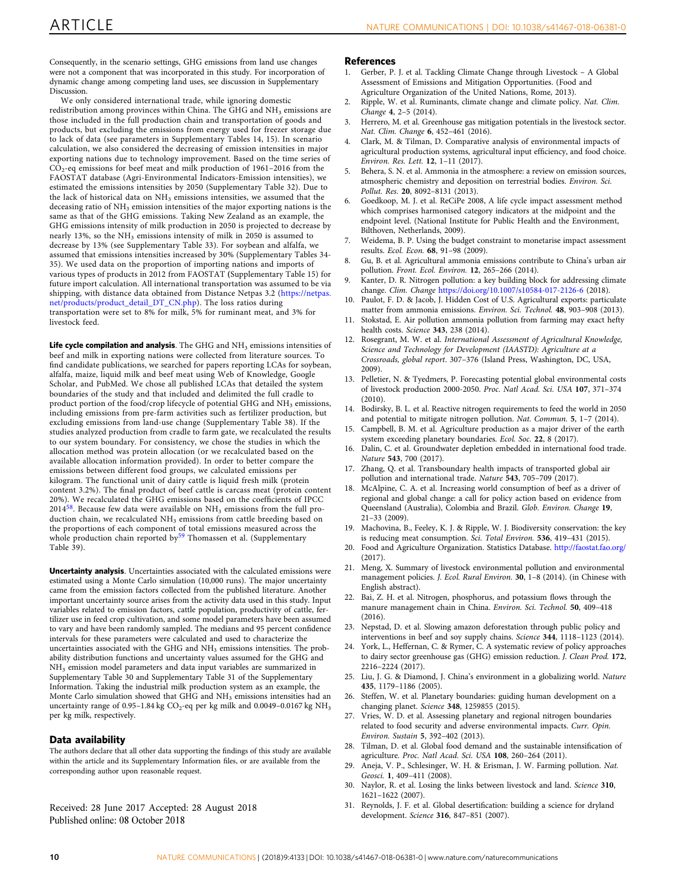Consequently, in the scenario settings, GHG emissions from land use changes were not a component that was incorporated in this study. For incorporation of dynamic change among competing land uses, see discussion in Supplementary Discussion.

We only considered international trade, while ignoring domestic redistribution among provinces within China. The GHG and $NH_3$ emissions are those included in the full production chain and transportation of goods and products, but excluding the emissions from energy used for freezer storage due to lack of data (see parameters in Supplementary Tables 14, 15). In scenario calculation, we also considered the decreasing of emission intensities in major exporting nations due to technology improvement. Based on the time series of $CO_2$-eq emissions for beef meat and milk production of 1961–2016 from the FAOSTAT database (Agri-Environmental Indicators-Emission intensities), we estimated the emissions intensities by 2050 (Supplementary Table 32). Due to the lack of historical data on $NH_3$ emissions intensities, we assumed that the deceasing ratio of $NH_3$ emission intensities of the major exporting nations is the same as that of the GHG emissions. Taking New Zealand as an example, the GHG emissions intensity of milk production in 2050 is projected to decrease by nearly 13%, so the $NH_3$ emissions intensity of milk in 2050 is assumed to decrease by 13% (see Supplementary Table 33). For soybean and alfalfa, we assumed that emissions intensities increased by 30% (Supplementary Tables 34-35). We used data on the proportion of importing nations and imports of various types of products in 2012 from FAOSTAT (Supplementary Table 15) for future import calculation. All international transportation was assumed to be via shipping, with distance data obtained from Distance Netpas 3.2 (https://netpas.net/products/product_detail_DT_CN.php). The loss ratios during transportation were set to 8% for milk, 5% for ruminant meat, and 3% for livestock feed.

**Life cycle compilation and analysis**. The GHG and $NH_3$ emissions intensities of beef and milk in exporting nations were collected from literature sources. To find candidate publications, we searched for papers reporting LCAs for soybean, alfalfa, maize, liquid milk and beef meat using Web of Knowledge, Google Scholar, and PubMed. We chose all published LCAs that detailed the system boundaries of the study and that included and delimited the full cradle to product portion of the food/crop lifecycle of potential GHG and $NH_3$ emissions, including emissions from pre-farm activities such as fertilizer production, but excluding emissions from land-use change (Supplementary Table 38). If the studies analyzed production from cradle to farm gate, we recalculated the results to our system boundary. For consistency, we chose the studies in which the allocation method was protein allocation (or we recalculated based on the available allocation information provided). In order to better compare the emissions between different food groups, we calculated emissions per kilogram. The functional unit of dairy cattle is liquid fresh milk (protein content 3.2%). The final product of beef cattle is carcass meat (protein content 20%). We recalculated the GHG emissions based on the coefficients of IPCC 2014[58]. Because few data were available on $NH_3$ emissions from the full production chain, we recalculated $NH_3$ emissions from cattle breeding based on the proportions of each component of total emissions measured across the whole production chain reported by[59] Thomassen et al. (Supplementary Table 39).

**Uncertainty analysis**. Uncertainties associated with the calculated emissions were estimated using a Monte Carlo simulation (10,000 runs). The major uncertainty came from the emission factors collected from the published literature. Another important uncertainty source arises from the activity data used in this study. Input variables related to emission factors, cattle population, productivity of cattle, fertilizer use in feed crop cultivation, and some model parameters have been assumed to vary and have been randomly sampled. The medians and 95 percent confidence intervals for these parameters were calculated and used to characterize the uncertainties associated with the GHG and $NH_3$ emissions intensities. The probability distribution functions and uncertainty values assumed for the GHG and $NH_3$ emission model parameters and data input variables are summarized in Supplementary Table 30 and Supplementary Table 31 of the Supplementary Information. Taking the industrial milk production system as an example, the Monte Carlo simulation showed that GHG and $NH_3$ emissions intensities had an uncertainty range of 0.95–1.84 kg $CO_2$-eq per kg milk and 0.0049–0.0167 kg $NH_3$ per kg milk, respectively.

## Data availability

The authors declare that all other data supporting the findings of this study are available within the article and its Supplementary Information files, or are available from the corresponding author upon reasonable request.

Received: 28 June 2017 Accepted: 28 August 2018
Published online: 08 October 2018

## References

1. Gerber, P. J. et al. Tackling Climate Change through Livestock – A Global Assessment of Emissions and Mitigation Opportunities. (Food and Agriculture Organization of the United Nations, Rome, 2013).
2. Ripple, W. et al. Ruminants, climate change and climate policy. *Nat. Clim. Change* **4**, 2–5 (2014).
3. Herrero, M. et al. Greenhouse gas mitigation potentials in the livestock sector. *Nat. Clim. Change* **6**, 452–461 (2016).
4. Clark, M. & Tilman, D. Comparative analysis of environmental impacts of agricultural production systems, agricultural input efficiency, and food choice. *Environ. Res. Lett.* **12**, 1–11 (2017).
5. Behera, S. N. et al. Ammonia in the atmosphere: a review on emission sources, atmospheric chemistry and deposition on terrestrial bodies. *Environ. Sci. Pollut. Res.* **20**, 8092–8131 (2013).
6. Goedkoop, M. J. et al. ReCiPe 2008, A life cycle impact assessment method which comprises harmonised category indicators at the midpoint and the endpoint level. (National Institute for Public Health and the Environment, Bilthoven, Netherlands, 2009).
7. Weidema, B. P. Using the budget constraint to monetarise impact assessment results. *Ecol. Econ.* **68**, 91–98 (2009).
8. Gu, B. et al. Agricultural ammonia emissions contribute to China's urban air pollution. *Front. Ecol. Environ.* **12**, 265–266 (2014).
9. Kanter, D. R. Nitrogen pollution: a key building block for addressing climate change. *Clim. Change* https://doi.org/10.1007/s10584-017-2126-6 (2018).
10. Paulot, F. D. & Jacob, J. Hidden Cost of U.S. Agricultural exports: particulate matter from ammonia emissions. *Environ. Sci. Technol.* **48**, 903–908 (2013).
11. Stokstad, E. Air pollution ammonia pollution from farming may exact hefty health costs. *Science* **343**, 238 (2014).
12. Rosegrant, M. W. et al. *International Assessment of Agricultural Knowledge, Science and Technology for Development (IAASTD): Agriculture at a Crossroads, global report*. 307–376 (Island Press, Washington, DC, USA, 2009).
13. Pelletier, N. & Tyedmers, P. Forecasting potential global environmental costs of livestock production 2000-2050. *Proc. Natl Acad. Sci. USA* **107**, 371–374 (2010).
14. Bodirsky, B. L. et al. Reactive nitrogen requirements to feed the world in 2050 and potential to mitigate nitrogen pollution. *Nat. Commun.* **5**, 1–7 (2014).
15. Campbell, B. M. et al. Agriculture production as a major driver of the earth system exceeding planetary boundaries. *Ecol. Soc.* **22**, 8 (2017).
16. Dalin, C. et al. Groundwater depletion embedded in international food trade. *Nature* **543**, 700 (2017).
17. Zhang, Q. et al. Transboundary health impacts of transported global air pollution and international trade. *Nature* **543**, 705–709 (2017).
18. McAlpine, C. A. et al. Increasing world consumption of beef as a driver of regional and global change: a call for policy action based on evidence from Queensland (Australia), Colombia and Brazil. *Glob. Environ. Change* **19**, 21–33 (2009).
19. Machovina, B., Feeley, K. J. & Ripple, W. J. Biodiversity conservation: the key is reducing meat consumption. *Sci. Total Environ.* **536**, 419–431 (2015).
20. Food and Agriculture Organization. Statistics Database. http://faostat.fao.org/ (2017).
21. Meng, X. Summary of livestock environmental pollution and environmental management policies. *J. Ecol. Rural Environ.* **30**, 1–8 (2014). (in Chinese with English abstract).
22. Bai, Z. H. et al. Nitrogen, phosphorus, and potassium flows through the manure management chain in China. *Environ. Sci. Technol.* **50**, 409–418 (2016).
23. Nepstad, D. et al. Slowing amazon deforestation through public policy and interventions in beef and soy supply chains. *Science* **344**, 1118–1123 (2014).
24. York, L., Heffernan, C. & Rymer, C. A systematic review of policy approaches to dairy sector greenhouse gas (GHG) emission reduction. *J. Clean Prod.* **172**, 2216–2224 (2017).
25. Liu, J. G. & Diamond, J. China's environment in a globalizing world. *Nature* **435**, 1179–1186 (2005).
26. Steffen, W. et al. Planetary boundaries: guiding human development on a changing planet. *Science* **348**, 1259855 (2015).
27. Vries, W. D. et al. Assessing planetary and regional nitrogen boundaries related to food security and adverse environmental impacts. *Curr. Opin. Environ. Sustain* **5**, 392–402 (2013).
28. Tilman, D. et al. Global food demand and the sustainable intensification of agriculture. *Proc. Natl Acad. Sci. USA* **108**, 260–264 (2011).
29. Aneja, V. P., Schlesinger, W. H. & Erisman, J. W. Farming pollution. *Nat. Geosci.* **1**, 409–411 (2008).
30. Naylor, R. et al. Losing the links between livestock and land. *Science* **310**, 1621–1622 (2007).
31. Reynolds, J. F. et al. Global desertification: building a science for dryland development. *Science* **316**, 847–851 (2007).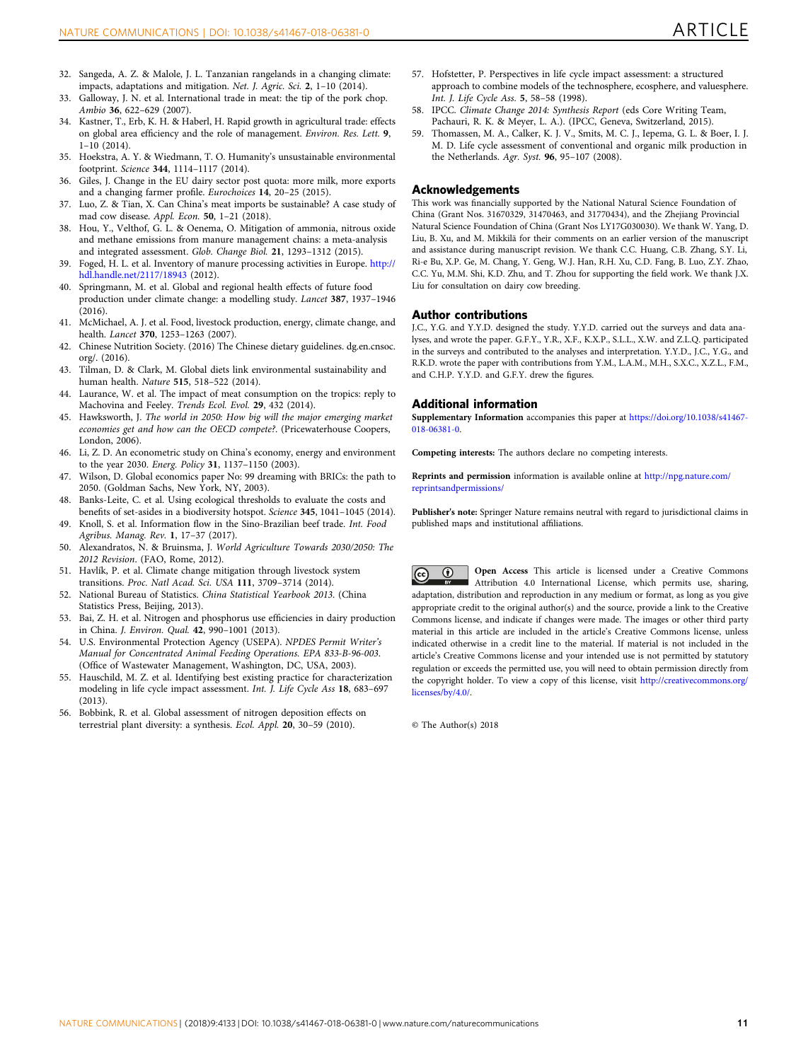32. Sangeda, A. Z. & Malole, J. L. Tanzanian rangelands in a changing climate: impacts, adaptations and mitigation. *Net. J. Agric. Sci.* **2**, 1–10 (2014).
33. Galloway, J. N. et al. International trade in meat: the tip of the pork chop. *Ambio* **36**, 622–629 (2007).
34. Kastner, T., Erb, K. H. & Haberl, H. Rapid growth in agricultural trade: effects on global area efficiency and the role of management. *Environ. Res. Lett.* **9**, 1–10 (2014).
35. Hoekstra, A. Y. & Wiedmann, T. O. Humanity's unsustainable environmental footprint. *Science* **344**, 1114–1117 (2014).
36. Giles, J. Change in the EU dairy sector post quota: more milk, more exports and a changing farmer profile. *Eurochoices* **14**, 20–25 (2015).
37. Luo, Z. & Tian, X. Can China's meat imports be sustainable? A case study of mad cow disease. *Appl. Econ.* **50**, 1–21 (2018).
38. Hou, Y., Velthof, G. L. & Oenema, O. Mitigation of ammonia, nitrous oxide and methane emissions from manure management chains: a meta-analysis and integrated assessment. *Glob. Change Biol.* **21**, 1293–1312 (2015).
39. Foged, H. L. et al. Inventory of manure processing activities in Europe. http://hdl.handle.net/2117/18943 (2012).
40. Springmann, M. et al. Global and regional health effects of future food production under climate change: a modelling study. *Lancet* **387**, 1937–1946 (2016).
41. McMichael, A. J. et al. Food, livestock production, energy, climate change, and health. *Lancet* **370**, 1253–1263 (2007).
42. Chinese Nutrition Society. (2016) The Chinese dietary guidelines. dg.en.cnsoc.org/. (2016).
43. Tilman, D. & Clark, M. Global diets link environmental sustainability and human health. *Nature* **515**, 518–522 (2014).
44. Laurance, W. et al. The impact of meat consumption on the tropics: reply to Machovina and Feeley. *Trends Ecol. Evol.* **29**, 432 (2014).
45. Hawksworth, J. *The world in 2050: How big will the major emerging market economies get and how can the OECD compete?*. (Pricewaterhouse Coopers, London, 2006).
46. Li, Z. D. An econometric study on China's economy, energy and environment to the year 2030. *Energ. Policy* **31**, 1137–1150 (2003).
47. Wilson, D. Global economics paper No: 99 dreaming with BRICs: the path to 2050. (Goldman Sachs, New York, NY, 2003).
48. Banks-Leite, C. et al. Using ecological thresholds to evaluate the costs and benefits of set-asides in a biodiversity hotspot. *Science* **345**, 1041–1045 (2014).
49. Knoll, S. et al. Information flow in the Sino-Brazilian beef trade. *Int. Food Agribus. Manag. Rev.* **1**, 17–37 (2017).
50. Alexandratos, N. & Bruinsma, J. *World Agriculture Towards 2030/2050: The 2012 Revision*. (FAO, Rome, 2012).
51. Havlík, P. et al. Climate change mitigation through livestock system transitions. *Proc. Natl Acad. Sci. USA* **111**, 3709–3714 (2014).
52. National Bureau of Statistics. *China Statistical Yearbook 2013*. (China Statistics Press, Beijing, 2013).
53. Bai, Z. H. et al. Nitrogen and phosphorus use efficiencies in dairy production in China. *J. Environ. Qual.* **42**, 990–1001 (2013).
54. U.S. Environmental Protection Agency (USEPA). *NPDES Permit Writer's Manual for Concentrated Animal Feeding Operations. EPA 833-B-96-003*. (Office of Wastewater Management, Washington, DC, USA, 2003).
55. Hauschild, M. Z. et al. Identifying best existing practice for characterization modeling in life cycle impact assessment. *Int. J. Life Cycle Ass* **18**, 683–697 (2013).
56. Bobbink, R. et al. Global assessment of nitrogen deposition effects on terrestrial plant diversity: a synthesis. *Ecol. Appl.* **20**, 30–59 (2010).
57. Hofstetter, P. Perspectives in life cycle impact assessment: a structured approach to combine models of the technosphere, ecosphere, and valuesphere. *Int. J. Life Cycle Ass.* **5**, 58–58 (1998).
58. IPCC. *Climate Change 2014: Synthesis Report* (eds Core Writing Team, Pachauri, R. K. & Meyer, L. A.). (IPCC, Geneva, Switzerland, 2015).
59. Thomassen, M. A., Calker, K. J. V., Smits, M. C. J., Iepema, G. L. & Boer, I. J. M. D. Life cycle assessment of conventional and organic milk production in the Netherlands. *Agr. Syst.* **96**, 95–107 (2008).

## Acknowledgements

This work was financially supported by the National Natural Science Foundation of China (Grant Nos. 31670329, 31470463, and 31770434), and the Zhejiang Provincial Natural Science Foundation of China (Grant Nos LY17G030030). We thank W. Yang, D. Liu, B. Xu, and M. Mikkilä for their comments on an earlier version of the manuscript and assistance during manuscript revision. We thank C.C. Huang, C.B. Zhang, S.Y. Li, Ri-e Bu, X.P. Ge, M. Chang, Y. Geng, W.J. Han, R.H. Xu, C.D. Fang, B. Luo, Z.Y. Zhao, C.C. Yu, M.M. Shi, K.D. Zhu, and T. Zhou for supporting the field work. We thank J.X. Liu for consultation on dairy cow breeding.

## Author contributions

J.C., Y.G. and Y.Y.D. designed the study. Y.Y.D. carried out the surveys and data analyses, and wrote the paper. G.F.Y., Y.R., X.F., K.X.P., S.L.L., X.W. and Z.L.Q. participated in the surveys and contributed to the analyses and interpretation. Y.Y.D., J.C., Y.G., and R.K.D. wrote the paper with contributions from Y.M., L.A.M., M.H., S.X.C., X.Z.L., F.M., and C.H.P. Y.Y.D. and G.F.Y. drew the figures.

## Additional information

**Supplementary Information** accompanies this paper at https://doi.org/10.1038/s41467-018-06381-0.

**Competing interests:** The authors declare no competing interests.

**Reprints and permission** information is available online at http://npg.nature.com/reprintsandpermissions/

**Publisher's note:** Springer Nature remains neutral with regard to jurisdictional claims in published maps and institutional affiliations.

**Open Access** This article is licensed under a Creative Commons Attribution 4.0 International License, which permits use, sharing, adaptation, distribution and reproduction in any medium or format, as long as you give appropriate credit to the original author(s) and the source, provide a link to the Creative Commons license, and indicate if changes were made. The images or other third party material in this article are included in the article's Creative Commons license, unless indicated otherwise in a credit line to the material. If material is not included in the article's Creative Commons license and your intended use is not permitted by statutory regulation or exceeds the permitted use, you will need to obtain permission directly from the copyright holder. To view a copy of this license, visit http://creativecommons.org/licenses/by/4.0/.

© The Author(s) 2018